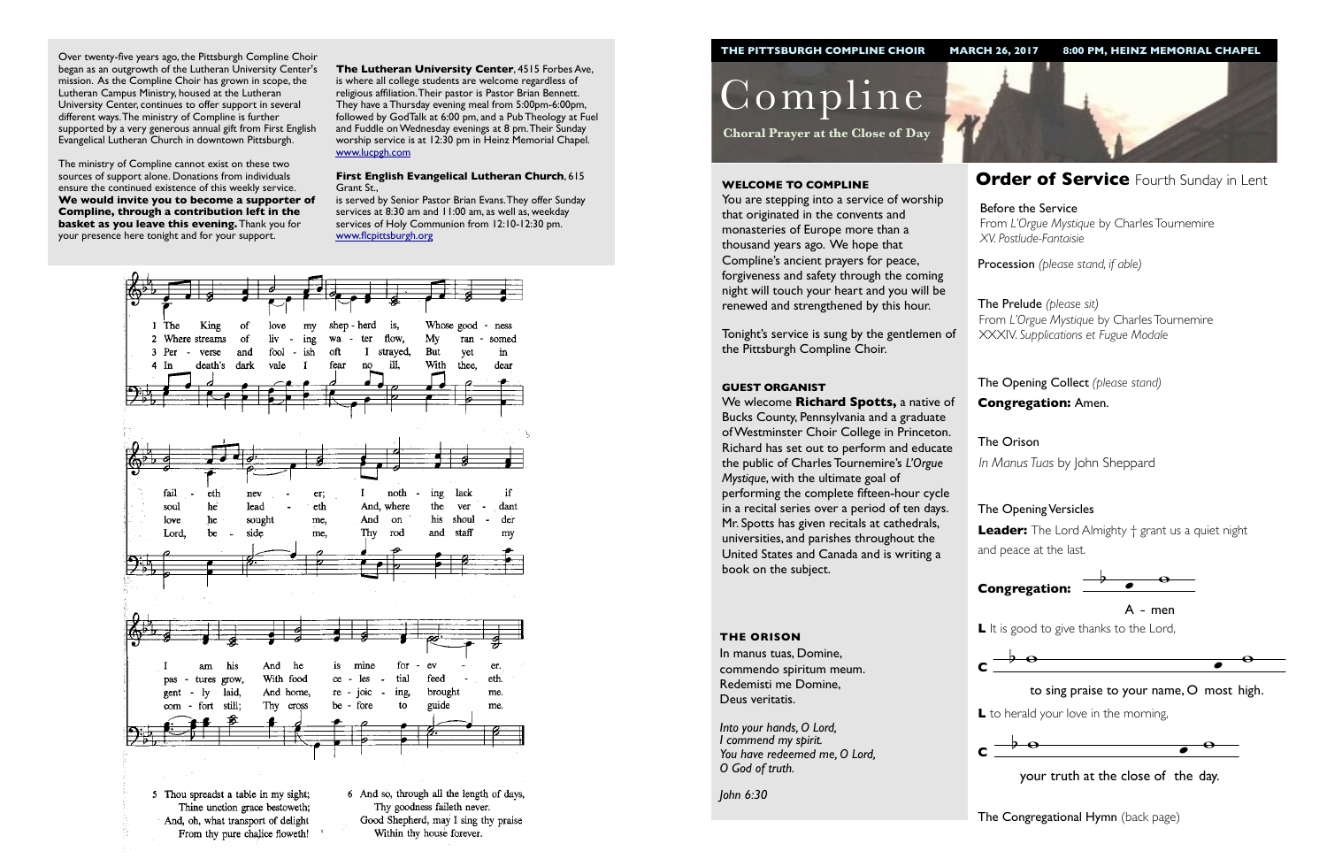Over twenty-five years ago, the Pittsburgh Compline Choir began as an outgrowth of the Lutheran University Center's mission. As the Compline Choir has grown in scope, the Lutheran Campus Ministry, housed at the Lutheran University Center, continues to offer support in several different ways. The ministry of Compline is further supported by a very generous annual gift from First English Evangelical Lutheran Church in downtown Pittsburgh.

The ministry of Compline cannot exist on these two sources of support alone. Donations from individuals ensure the continued existence of this weekly service. **We would invite you to become a supporter of Compline, through a contribution left in the basket as you leave this evening.** Thank you for your presence here tonight and for your support.

**The Lutheran University Center**, 4515 Forbes Ave, is where all college students are welcome regardless of religious affiliation. Their pastor is Pastor Brian Bennett. They have a Thursday evening meal from 5:00pm-6:00pm, followed by GodTalk at 6:00 pm, and a Pub Theology at Fuel and Fuddle on Wednesday evenings at 8 pm. Their Sunday worship service is at 12:30 pm in Heinz Memorial Chapel. www.lucpgh.com

**First English Evangelical Lutheran Church**, 615 Grant St., is served by Senior Pastor Brian Evans. They offer Sunday services at 8:30 am and 11:00 am, as well as, weekday services of Holy Communion from 12:10-12:30 pm. www.flcpittsburgh.org

1 The King of love my shep-herd is, Whose good-ness fail-eth nev-er; I noth-ing lack if I am his And he is mine for-ev-er.
2 Where streams of liv-ing wa-ter flow, My ran-somed soul he lead-eth, And, where the ver-dant pas-tures grow, With food ce-les-tial feed-eth.
3 Per-verse and fool-ish oft I strayed, But yet in love he sought me, And on his shoul-der gent-ly laid, And home, re-joic-ing, brought me.
4 In death's dark vale I fear no ill, With thee, dear Lord, be-side me, Thy rod and staff my com-fort still; Thy cross be-fore to guide me.

5 Thou spreadst a table in my sight;
Thine unction grace bestoweth;
And, oh, what transport of delight
From thy pure chalice floweth!

6 And so, through all the length of days,
Thy goodness faileth never.
Good Shepherd, may I sing thy praise
Within thy house forever.

**THE PITTSBURGH COMPLINE CHOIR — MARCH 26, 2017 — 8:00 PM, HEINZ MEMORIAL CHAPEL**

# Compline

**Choral Prayer at the Close of Day**

#### WELCOME TO COMPLINE

You are stepping into a service of worship that originated in the convents and monasteries of Europe more than a thousand years ago. We hope that Compline's ancient prayers for peace, forgiveness and safety through the coming night will touch your heart and you will be renewed and strengthened by this hour.

Tonight's service is sung by the gentlemen of the Pittsburgh Compline Choir.

#### GUEST ORGANIST

We welcome **Richard Spotts,** a native of Bucks County, Pennsylvania and a graduate of Westminster Choir College in Princeton. Richard has set out to perform and educate the public of Charles Tournemire's *L'Orgue Mystique*, with the ultimate goal of performing the complete fifteen-hour cycle in a recital series over a period of ten days. Mr. Spotts has given recitals at cathedrals, universities, and parishes throughout the United States and Canada and is writing a book on the subject.

#### THE ORISON

In manus tuas, Domine,
commendo spiritum meum.
Redemisti me Domine,
Deus veritatis.

*Into your hands, O Lord,*
*I commend my spirit.*
*You have redeemed me, O Lord,*
*O God of truth.*

*John 6:30*

## Order of Service Fourth Sunday in Lent

Before the Service
From *L'Orgue Mystique* by Charles Tournemire
*XV. Postlude-Fantaisie*

Procession *(please stand, if able)*

The Prelude *(please sit)*
From *L'Orgue Mystique* by Charles Tournemire
*XXXIV. Supplications et Fugue Modale*

The Opening Collect *(please stand)*
**Congregation:** Amen.

The Orison
*In Manus Tuas* by John Sheppard

The Opening Versicles
**Leader:** The Lord Almighty † grant us a quiet night and peace at the last.

**Congregation:** A - men

**L** It is good to give thanks to the Lord,

**C** to sing praise to your name, O most high.

**L** to herald your love in the morning,

**C** your truth at the close of the day.

The Congregational Hymn (back page)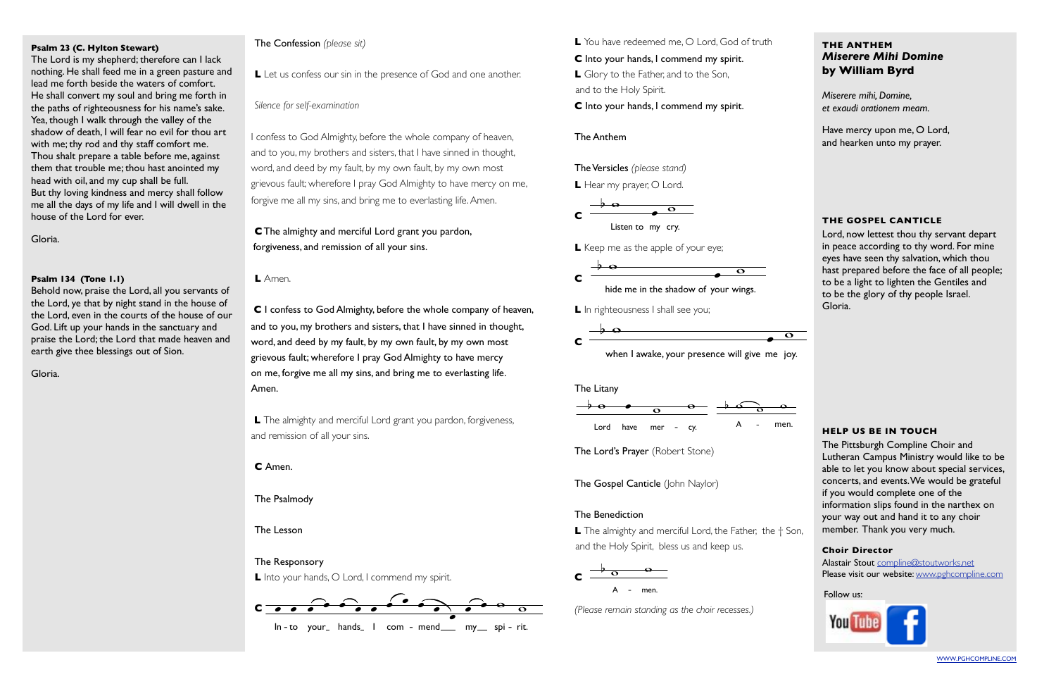**Psalm 23 (C. Hylton Stewart)**
The Lord is my shepherd; therefore can I lack nothing. He shall feed me in a green pasture and lead me forth beside the waters of comfort. He shall convert my soul and bring me forth in the paths of righteousness for his name's sake. Yea, though I walk through the valley of the shadow of death, I will fear no evil for thou art with me; thy rod and thy staff comfort me. Thou shalt prepare a table before me, against them that trouble me; thou hast anointed my head with oil, and my cup shall be full. But thy loving kindness and mercy shall follow me all the days of my life and I will dwell in the house of the Lord for ever.

Gloria.

**Psalm 134 (Tone I.1)**
Behold now, praise the Lord, all you servants of the Lord, ye that by night stand in the house of the Lord, even in the courts of the house of our God. Lift up your hands in the sanctuary and praise the Lord; the Lord that made heaven and earth give thee blessings out of Sion.

Gloria.

The Confession *(please sit)*

**L** Let us confess our sin in the presence of God and one another.

*Silence for self-examination*

I confess to God Almighty, before the whole company of heaven, and to you, my brothers and sisters, that I have sinned in thought, word, and deed by my fault, by my own fault, by my own most grievous fault; wherefore I pray God Almighty to have mercy on me, forgive me all my sins, and bring me to everlasting life. Amen.

**C** The almighty and merciful Lord grant you pardon, forgiveness, and remission of all your sins.

**L** Amen.

**C** I confess to God Almighty, before the whole company of heaven, and to you, my brothers and sisters, that I have sinned in thought, word, and deed by my fault, by my own fault, by my own most grievous fault; wherefore I pray God Almighty to have mercy on me, forgive me all my sins, and bring me to everlasting life. Amen.

**L** The almighty and merciful Lord grant you pardon, forgiveness, and remission of all your sins.

**C** Amen.

The Psalmody

The Lesson

The Responsory
**L** Into your hands, O Lord, I commend my spirit.

**C** In - to your hands I com - mend my spi - rit.

**L** You have redeemed me, O Lord, God of truth
**C** Into your hands, I commend my spirit.
**L** Glory to the Father, and to the Son, and to the Holy Spirit.
**C** Into your hands, I commend my spirit.

The Anthem

The Versicles *(please stand)*
**L** Hear my prayer, O Lord.
**C** Listen to my cry.

**L** Keep me as the apple of your eye;
**C** hide me in the shadow of your wings.

**L** In righteousness I shall see you;
**C** when I awake, your presence will give me joy.

The Litany
Lord have mer - cy. A - men.

The Lord's Prayer (Robert Stone)

The Gospel Canticle (John Naylor)

The Benediction
**L** The almighty and merciful Lord, the Father, the † Son, and the Holy Spirit, bless us and keep us.

**C** A - men.

*(Please remain standing as the choir recesses.)*

## THE ANTHEM
### *Miserere Mihi Domine* by William Byrd

*Miserere mihi, Domine,*
*et exaudi orationem meam.*

Have mercy upon me, O Lord, and hearken unto my prayer.

## THE GOSPEL CANTICLE

Lord, now lettest thou thy servant depart in peace according to thy word. For mine eyes have seen thy salvation, which thou hast prepared before the face of all people; to be a light to lighten the Gentiles and to be the glory of thy people Israel.
Gloria.

## HELP US BE IN TOUCH

The Pittsburgh Compline Choir and Lutheran Campus Ministry would like to be able to let you know about special services, concerts, and events. We would be grateful if you would complete one of the information slips found in the narthex on your way out and hand it to any choir member. Thank you very much.

**Choir Director**
Alastair Stout compline@stoutworks.net
Please visit our website: www.pghcompline.com

Follow us:

WWW.PGHCOMPLINE.COM